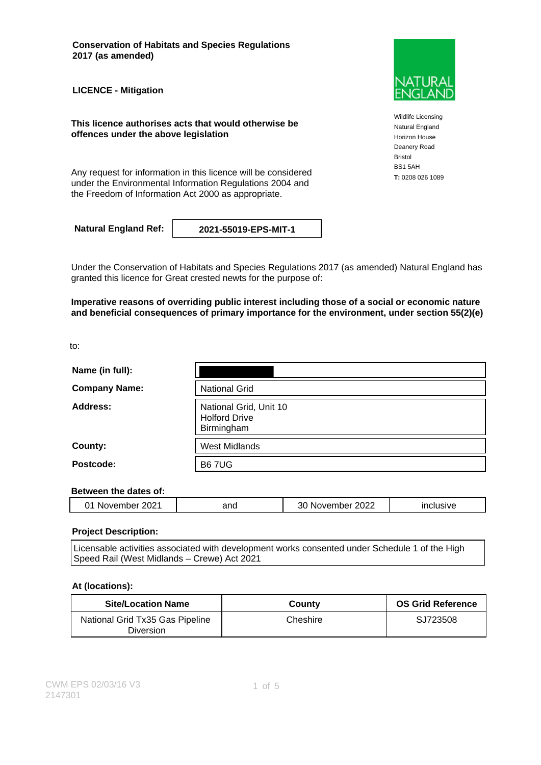**Conservation of Habitats and Species Regulations 2017 (as amended)**

**LICENCE - Mitigation**

**This licence authorises acts that would otherwise be offences under the above legislation**

Any request for information in this licence will be considered under the Environmental Information Regulations 2004 and the Freedom of Information Act 2000 as appropriate.

NATURAL ENGLAND

Wildlife Licensing
Natural England
Horizon House
Deanery Road
Bristol
BS1 5AH
**T:** 0208 026 1089

| **Natural England Ref:** | **2021-55019-EPS-MIT-1** |
|---|---|

Under the Conservation of Habitats and Species Regulations 2017 (as amended) Natural England has granted this licence for Great crested newts for the purpose of:

**Imperative reasons of overriding public interest including those of a social or economic nature and beneficial consequences of primary importance for the environment, under section 55(2)(e)**

to:

| | |
|---|---|
| **Name (in full):** | |
| **Company Name:** | National Grid |
| **Address:** | National Grid, Unit 10<br>Holford Drive<br>Birmingham |
| **County:** | West Midlands |
| **Postcode:** | B6 7UG |

**Between the dates of:**

| 01 November 2021 | and | 30 November 2022 | inclusive |
|---|---|---|---|

**Project Description:**

Licensable activities associated with development works consented under Schedule 1 of the High Speed Rail (West Midlands – Crewe) Act 2021

**At (locations):**

| Site/Location Name | County | OS Grid Reference |
|---|---|---|
| National Grid Tx35 Gas Pipeline Diversion | Cheshire | SJ723508 |

CWM EPS 02/03/16 V3
2147301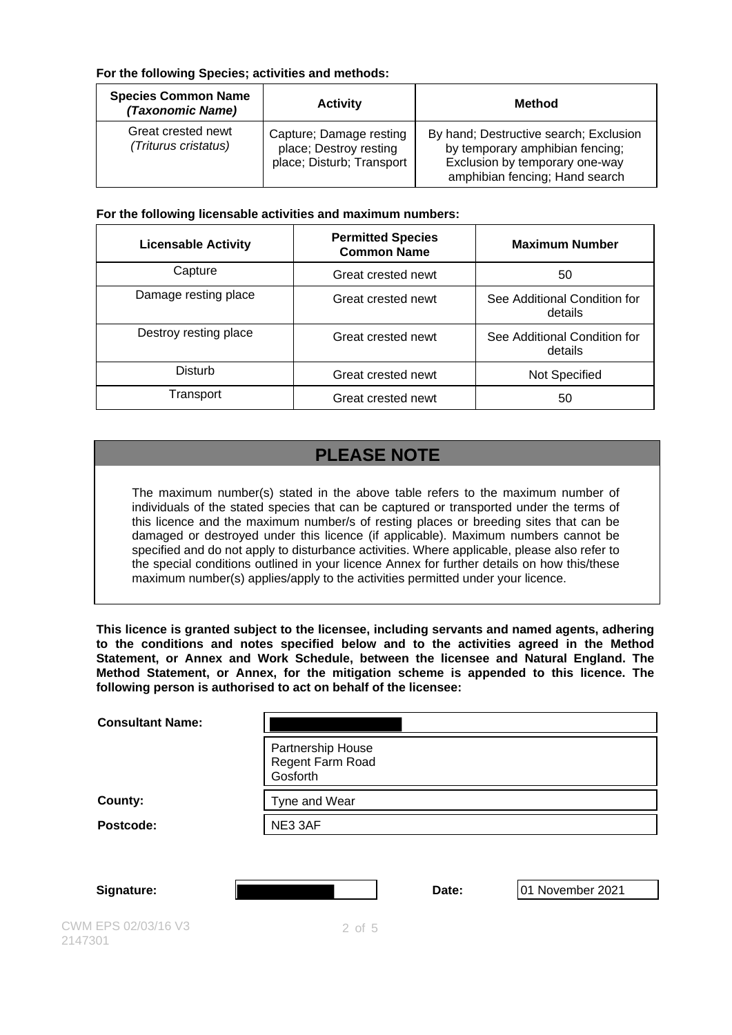**For the following Species; activities and methods:**

| Species Common Name *(Taxonomic Name)* | Activity | Method |
| --- | --- | --- |
| Great crested newt *(Triturus cristatus)* | Capture; Damage resting place; Destroy resting place; Disturb; Transport | By hand; Destructive search; Exclusion by temporary amphibian fencing; Exclusion by temporary one-way amphibian fencing; Hand search |

**For the following licensable activities and maximum numbers:**

| Licensable Activity | Permitted Species Common Name | Maximum Number |
| --- | --- | --- |
| Capture | Great crested newt | 50 |
| Damage resting place | Great crested newt | See Additional Condition for details |
| Destroy resting place | Great crested newt | See Additional Condition for details |
| Disturb | Great crested newt | Not Specified |
| Transport | Great crested newt | 50 |

## PLEASE NOTE

The maximum number(s) stated in the above table refers to the maximum number of individuals of the stated species that can be captured or transported under the terms of this licence and the maximum number/s of resting places or breeding sites that can be damaged or destroyed under this licence (if applicable). Maximum numbers cannot be specified and do not apply to disturbance activities. Where applicable, please also refer to the special conditions outlined in your licence Annex for further details on how this/these maximum number(s) applies/apply to the activities permitted under your licence.

**This licence is granted subject to the licensee, including servants and named agents, adhering to the conditions and notes specified below and to the activities agreed in the Method Statement, or Annex and Work Schedule, between the licensee and Natural England. The Method Statement, or Annex, for the mitigation scheme is appended to this licence. The following person is authorised to act on behalf of the licensee:**

**Consultant Name:** [REDACTED]

Partnership House
Regent Farm Road
Gosforth

**County:** Tyne and Wear

**Postcode:** NE3 3AF

**Signature:** [REDACTED] **Date:** 01 November 2021

CWM EPS 02/03/16 V3
2147301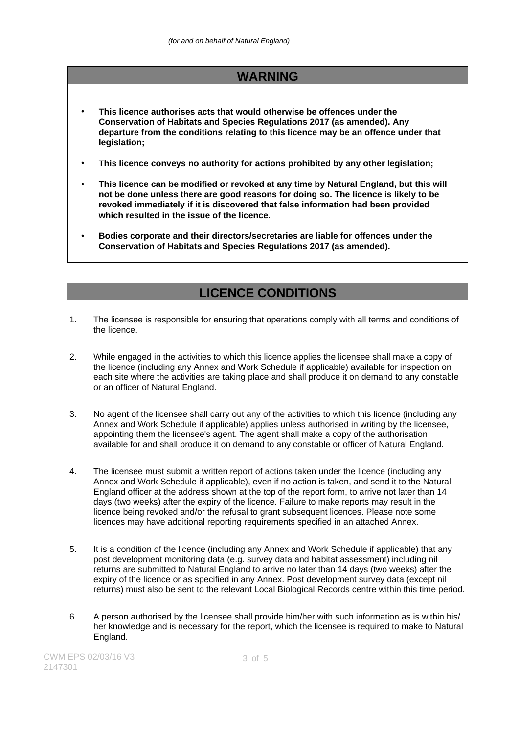*(for and on behalf of Natural England)*

## WARNING

- **This licence authorises acts that would otherwise be offences under the Conservation of Habitats and Species Regulations 2017 (as amended). Any departure from the conditions relating to this licence may be an offence under that legislation;**
- **This licence conveys no authority for actions prohibited by any other legislation;**
- **This licence can be modified or revoked at any time by Natural England, but this will not be done unless there are good reasons for doing so. The licence is likely to be revoked immediately if it is discovered that false information had been provided which resulted in the issue of the licence.**
- **Bodies corporate and their directors/secretaries are liable for offences under the Conservation of Habitats and Species Regulations 2017 (as amended).**

## LICENCE CONDITIONS

1. The licensee is responsible for ensuring that operations comply with all terms and conditions of the licence.

2. While engaged in the activities to which this licence applies the licensee shall make a copy of the licence (including any Annex and Work Schedule if applicable) available for inspection on each site where the activities are taking place and shall produce it on demand to any constable or an officer of Natural England.

3. No agent of the licensee shall carry out any of the activities to which this licence (including any Annex and Work Schedule if applicable) applies unless authorised in writing by the licensee, appointing them the licensee's agent. The agent shall make a copy of the authorisation available for and shall produce it on demand to any constable or officer of Natural England.

4. The licensee must submit a written report of actions taken under the licence (including any Annex and Work Schedule if applicable), even if no action is taken, and send it to the Natural England officer at the address shown at the top of the report form, to arrive not later than 14 days (two weeks) after the expiry of the licence. Failure to make reports may result in the licence being revoked and/or the refusal to grant subsequent licences. Please note some licences may have additional reporting requirements specified in an attached Annex.

5. It is a condition of the licence (including any Annex and Work Schedule if applicable) that any post development monitoring data (e.g. survey data and habitat assessment) including nil returns are submitted to Natural England to arrive no later than 14 days (two weeks) after the expiry of the licence or as specified in any Annex. Post development survey data (except nil returns) must also be sent to the relevant Local Biological Records centre within this time period.

6. A person authorised by the licensee shall provide him/her with such information as is within his/ her knowledge and is necessary for the report, which the licensee is required to make to Natural England.

CWM EPS 02/03/16 V3
2147301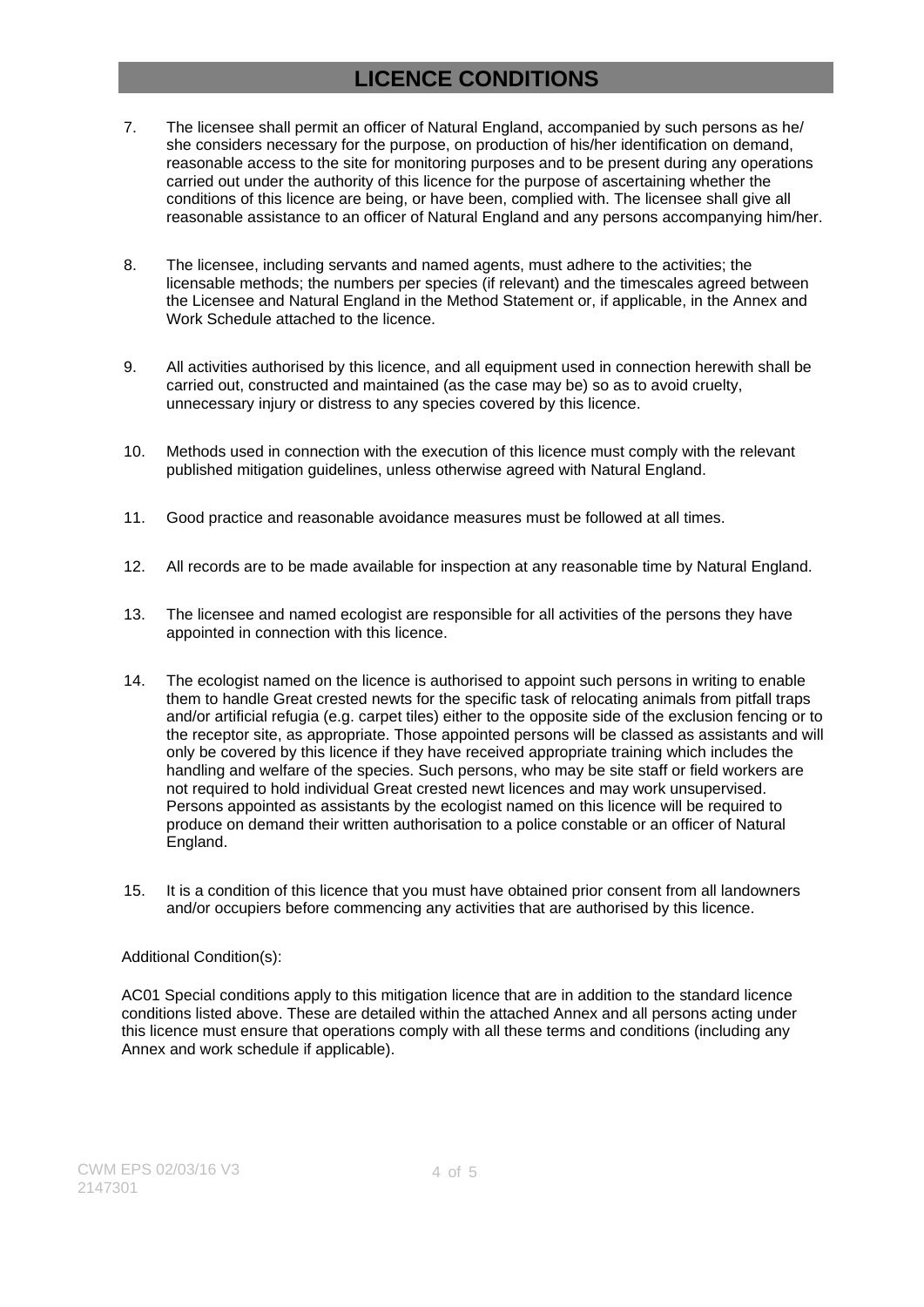# LICENCE CONDITIONS

7. The licensee shall permit an officer of Natural England, accompanied by such persons as he/ she considers necessary for the purpose, on production of his/her identification on demand, reasonable access to the site for monitoring purposes and to be present during any operations carried out under the authority of this licence for the purpose of ascertaining whether the conditions of this licence are being, or have been, complied with. The licensee shall give all reasonable assistance to an officer of Natural England and any persons accompanying him/her.

8. The licensee, including servants and named agents, must adhere to the activities; the licensable methods; the numbers per species (if relevant) and the timescales agreed between the Licensee and Natural England in the Method Statement or, if applicable, in the Annex and Work Schedule attached to the licence.

9. All activities authorised by this licence, and all equipment used in connection herewith shall be carried out, constructed and maintained (as the case may be) so as to avoid cruelty, unnecessary injury or distress to any species covered by this licence.

10. Methods used in connection with the execution of this licence must comply with the relevant published mitigation guidelines, unless otherwise agreed with Natural England.

11. Good practice and reasonable avoidance measures must be followed at all times.

12. All records are to be made available for inspection at any reasonable time by Natural England.

13. The licensee and named ecologist are responsible for all activities of the persons they have appointed in connection with this licence.

14. The ecologist named on the licence is authorised to appoint such persons in writing to enable them to handle Great crested newts for the specific task of relocating animals from pitfall traps and/or artificial refugia (e.g. carpet tiles) either to the opposite side of the exclusion fencing or to the receptor site, as appropriate. Those appointed persons will be classed as assistants and will only be covered by this licence if they have received appropriate training which includes the handling and welfare of the species. Such persons, who may be site staff or field workers are not required to hold individual Great crested newt licences and may work unsupervised. Persons appointed as assistants by the ecologist named on this licence will be required to produce on demand their written authorisation to a police constable or an officer of Natural England.

15. It is a condition of this licence that you must have obtained prior consent from all landowners and/or occupiers before commencing any activities that are authorised by this licence.

Additional Condition(s):

AC01 Special conditions apply to this mitigation licence that are in addition to the standard licence conditions listed above. These are detailed within the attached Annex and all persons acting under this licence must ensure that operations comply with all these terms and conditions (including any Annex and work schedule if applicable).

CWM EPS 02/03/16 V3
2147301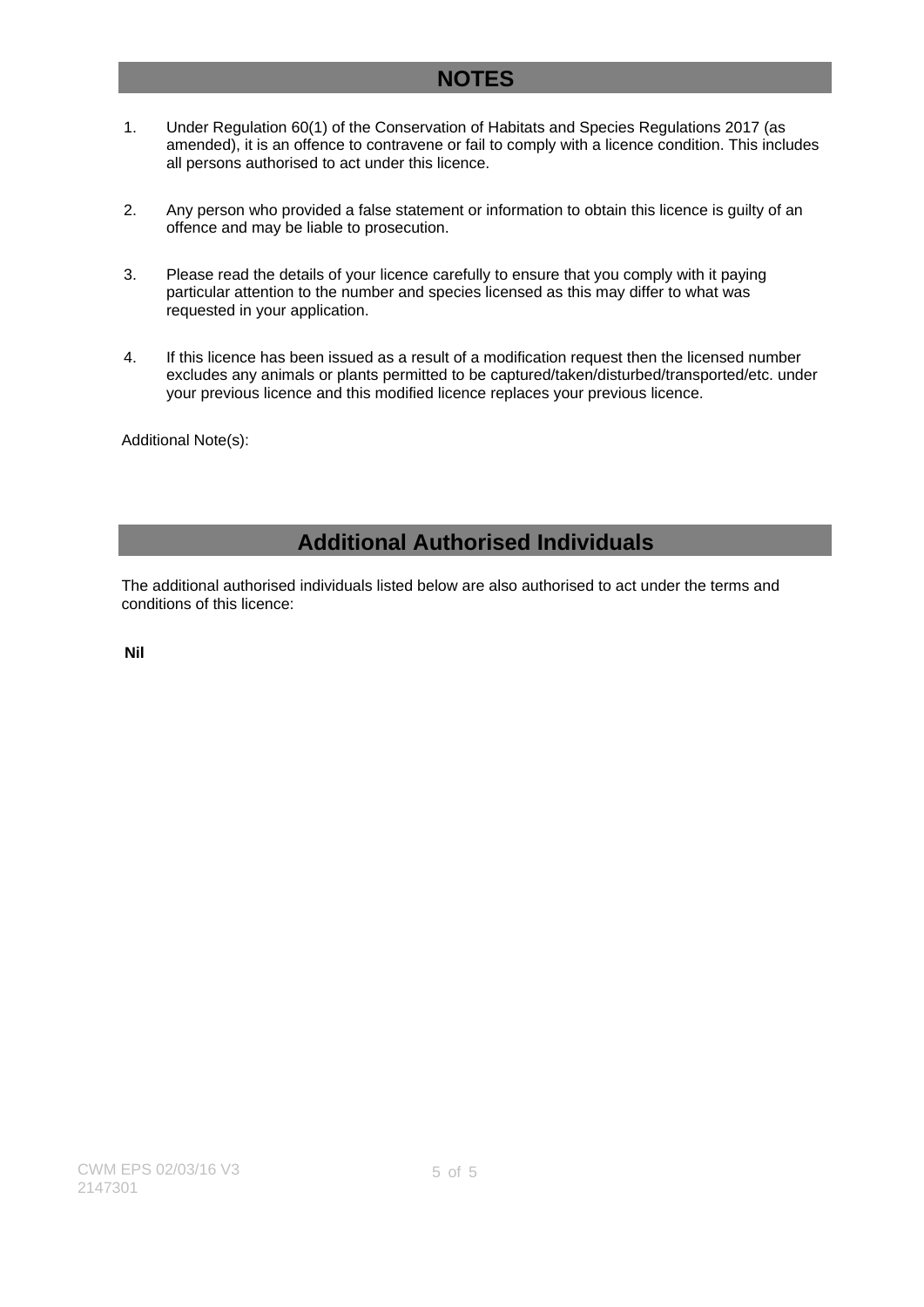## NOTES

1. Under Regulation 60(1) of the Conservation of Habitats and Species Regulations 2017 (as amended), it is an offence to contravene or fail to comply with a licence condition. This includes all persons authorised to act under this licence.

2. Any person who provided a false statement or information to obtain this licence is guilty of an offence and may be liable to prosecution.

3. Please read the details of your licence carefully to ensure that you comply with it paying particular attention to the number and species licensed as this may differ to what was requested in your application.

4. If this licence has been issued as a result of a modification request then the licensed number excludes any animals or plants permitted to be captured/taken/disturbed/transported/etc. under your previous licence and this modified licence replaces your previous licence.

Additional Note(s):

## Additional Authorised Individuals

The additional authorised individuals listed below are also authorised to act under the terms and conditions of this licence:

**Nil**

CWM EPS 02/03/16 V3
2147301